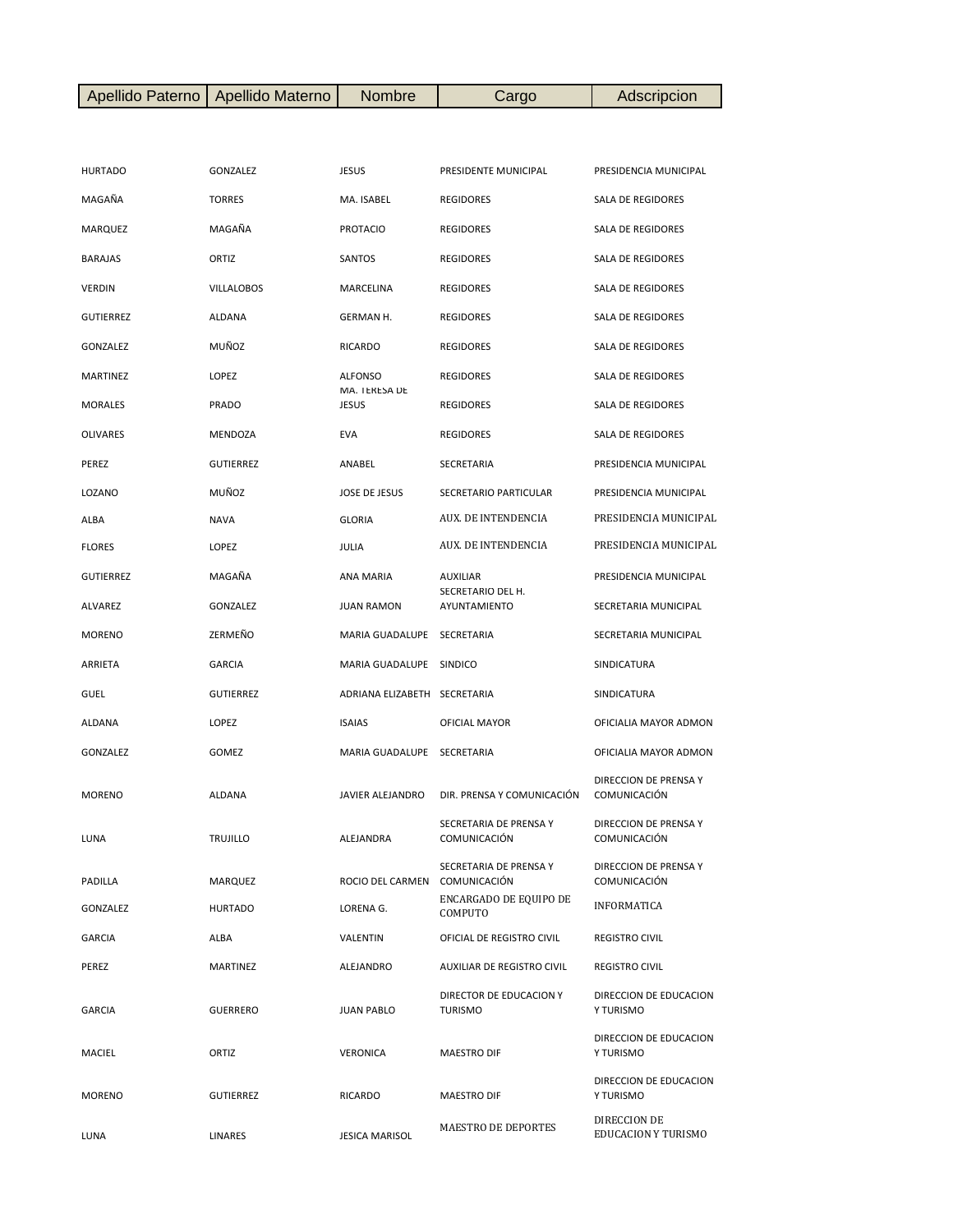| Apellido Paterno | Apellido Materno | Nombre | Cargo | Adscripcion |
|---|---|---|---|---|
| HURTADO | GONZALEZ | JESUS | PRESIDENTE MUNICIPAL | PRESIDENCIA MUNICIPAL |
| MAGAÑA | TORRES | MA. ISABEL | REGIDORES | SALA DE REGIDORES |
| MARQUEZ | MAGAÑA | PROTACIO | REGIDORES | SALA DE REGIDORES |
| BARAJAS | ORTIZ | SANTOS | REGIDORES | SALA DE REGIDORES |
| VERDIN | VILLALOBOS | MARCELINA | REGIDORES | SALA DE REGIDORES |
| GUTIERREZ | ALDANA | GERMAN H. | REGIDORES | SALA DE REGIDORES |
| GONZALEZ | MUÑOZ | RICARDO | REGIDORES | SALA DE REGIDORES |
| MARTINEZ | LOPEZ | ALFONSO | REGIDORES | SALA DE REGIDORES |
| MORALES | PRADO | MA. TERESA DE JESUS | REGIDORES | SALA DE REGIDORES |
| OLIVARES | MENDOZA | EVA | REGIDORES | SALA DE REGIDORES |
| PEREZ | GUTIERREZ | ANABEL | SECRETARIA | PRESIDENCIA MUNICIPAL |
| LOZANO | MUÑOZ | JOSE DE JESUS | SECRETARIO PARTICULAR | PRESIDENCIA MUNICIPAL |
| ALBA | NAVA | GLORIA | AUX. DE INTENDENCIA | PRESIDENCIA MUNICIPAL |
| FLORES | LOPEZ | JULIA | AUX. DE INTENDENCIA | PRESIDENCIA MUNICIPAL |
| GUTIERREZ | MAGAÑA | ANA MARIA | AUXILIAR | PRESIDENCIA MUNICIPAL |
| ALVAREZ | GONZALEZ | JUAN RAMON | SECRETARIO DEL H. AYUNTAMIENTO | SECRETARIA MUNICIPAL |
| MORENO | ZERMEÑO | MARIA GUADALUPE | SECRETARIA | SECRETARIA MUNICIPAL |
| ARRIETA | GARCIA | MARIA GUADALUPE | SINDICO | SINDICATURA |
| GUEL | GUTIERREZ | ADRIANA ELIZABETH | SECRETARIA | SINDICATURA |
| ALDANA | LOPEZ | ISAIAS | OFICIAL MAYOR | OFICIALIA MAYOR ADMON |
| GONZALEZ | GOMEZ | MARIA GUADALUPE | SECRETARIA | OFICIALIA MAYOR ADMON |
| MORENO | ALDANA | JAVIER ALEJANDRO | DIR. PRENSA Y COMUNICACIÓN | DIRECCION DE PRENSA Y COMUNICACIÓN |
| LUNA | TRUJILLO | ALEJANDRA | SECRETARIA DE PRENSA Y COMUNICACIÓN | DIRECCION DE PRENSA Y COMUNICACIÓN |
| PADILLA | MARQUEZ | ROCIO DEL CARMEN | SECRETARIA DE PRENSA Y COMUNICACIÓN | DIRECCION DE PRENSA Y COMUNICACIÓN |
| GONZALEZ | HURTADO | LORENA G. | ENCARGADO DE EQUIPO DE COMPUTO | INFORMATICA |
| GARCIA | ALBA | VALENTIN | OFICIAL DE REGISTRO CIVIL | REGISTRO CIVIL |
| PEREZ | MARTINEZ | ALEJANDRO | AUXILIAR DE REGISTRO CIVIL | REGISTRO CIVIL |
| GARCIA | GUERRERO | JUAN PABLO | DIRECTOR DE EDUCACION Y TURISMO | DIRECCION DE EDUCACION Y TURISMO |
| MACIEL | ORTIZ | VERONICA | MAESTRO DIF | DIRECCION DE EDUCACION Y TURISMO |
| MORENO | GUTIERREZ | RICARDO | MAESTRO DIF | DIRECCION DE EDUCACION Y TURISMO |
| LUNA | LINARES | JESICA MARISOL | MAESTRO DE DEPORTES | DIRECCION DE EDUCACION Y TURISMO |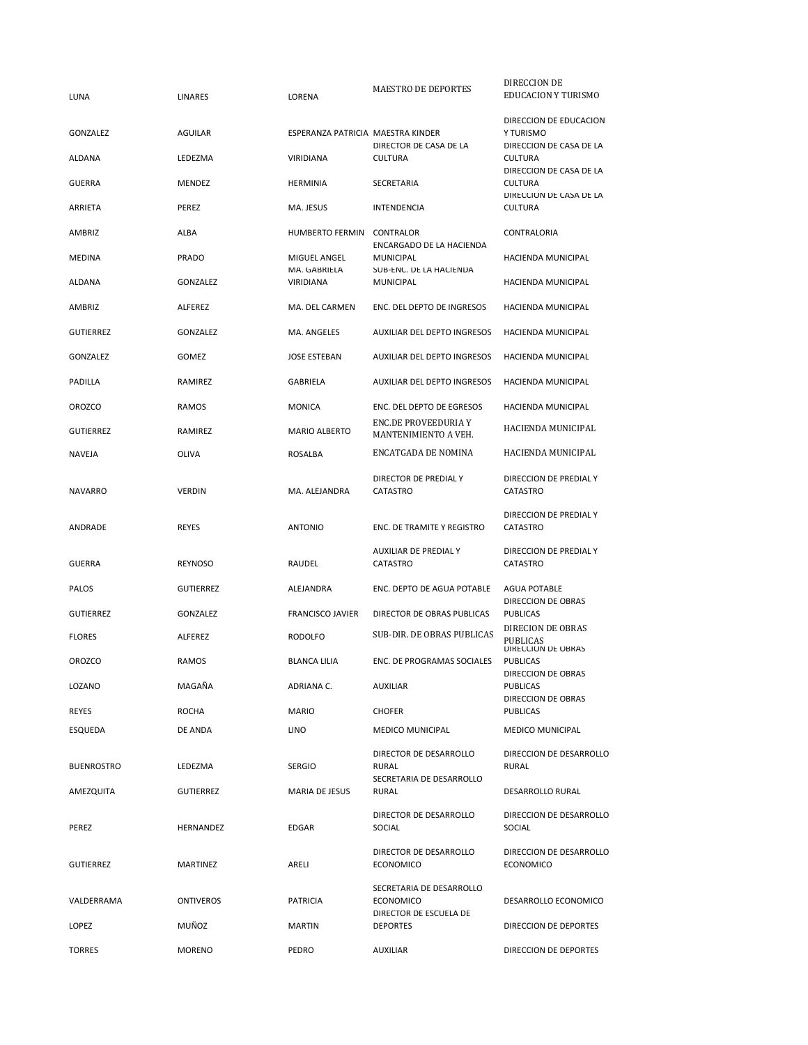| | | | | |
|---|---|---|---|---|
| LUNA | LINARES | LORENA | MAESTRO DE DEPORTES | DIRECCION DE EDUCACION Y TURISMO |
| GONZALEZ | AGUILAR | ESPERANZA PATRICIA | MAESTRA KINDER | DIRECCION DE EDUCACION Y TURISMO |
| ALDANA | LEDEZMA | VIRIDIANA | DIRECTOR DE CASA DE LA CULTURA | DIRECCION DE CASA DE LA CULTURA |
| GUERRA | MENDEZ | HERMINIA | SECRETARIA | DIRECCION DE CASA DE LA CULTURA |
| ARRIETA | PEREZ | MA. JESUS | INTENDENCIA | DIRECCION DE CASA DE LA CULTURA |
| AMBRIZ | ALBA | HUMBERTO FERMIN | CONTRALOR | CONTRALORIA |
| MEDINA | PRADO | MIGUEL ANGEL | ENCARGADO DE LA HACIENDA MUNICIPAL | HACIENDA MUNICIPAL |
| ALDANA | GONZALEZ | MA. GABRIELA VIRIDIANA | SUB-ENC. DE LA HACIENDA MUNICIPAL | HACIENDA MUNICIPAL |
| AMBRIZ | ALFEREZ | MA. DEL CARMEN | ENC. DEL DEPTO DE INGRESOS | HACIENDA MUNICIPAL |
| GUTIERREZ | GONZALEZ | MA. ANGELES | AUXILIAR DEL DEPTO INGRESOS | HACIENDA MUNICIPAL |
| GONZALEZ | GOMEZ | JOSE ESTEBAN | AUXILIAR DEL DEPTO INGRESOS | HACIENDA MUNICIPAL |
| PADILLA | RAMIREZ | GABRIELA | AUXILIAR DEL DEPTO INGRESOS | HACIENDA MUNICIPAL |
| OROZCO | RAMOS | MONICA | ENC. DEL DEPTO DE EGRESOS | HACIENDA MUNICIPAL |
| GUTIERREZ | RAMIREZ | MARIO ALBERTO | ENC.DE PROVEEDURIA Y MANTENIMIENTO A VEH. | HACIENDA MUNICIPAL |
| NAVEJA | OLIVA | ROSALBA | ENCATGADA DE NOMINA | HACIENDA MUNICIPAL |
| NAVARRO | VERDIN | MA. ALEJANDRA | DIRECTOR DE PREDIAL Y CATASTRO | DIRECCION DE PREDIAL Y CATASTRO |
| ANDRADE | REYES | ANTONIO | ENC. DE TRAMITE Y REGISTRO | DIRECCION DE PREDIAL Y CATASTRO |
| GUERRA | REYNOSO | RAUDEL | AUXILIAR DE PREDIAL Y CATASTRO | DIRECCION DE PREDIAL Y CATASTRO |
| PALOS | GUTIERREZ | ALEJANDRA | ENC. DEPTO DE AGUA POTABLE | AGUA POTABLE |
| GUTIERREZ | GONZALEZ | FRANCISCO JAVIER | DIRECTOR DE OBRAS PUBLICAS | DIRECCION DE OBRAS PUBLICAS |
| FLORES | ALFEREZ | RODOLFO | SUB-DIR. DE OBRAS PUBLICAS | DIRECION DE OBRAS PUBLICAS |
| OROZCO | RAMOS | BLANCA LILIA | ENC. DE PROGRAMAS SOCIALES | DIRECCION DE OBRAS PUBLICAS |
| LOZANO | MAGAÑA | ADRIANA C. | AUXILIAR | DIRECCION DE OBRAS PUBLICAS |
| REYES | ROCHA | MARIO | CHOFER | DIRECCION DE OBRAS PUBLICAS |
| ESQUEDA | DE ANDA | LINO | MEDICO MUNICIPAL | MEDICO MUNICIPAL |
| BUENROSTRO | LEDEZMA | SERGIO | DIRECTOR DE DESARROLLO RURAL | DIRECCION DE DESARROLLO RURAL |
| AMEZQUITA | GUTIERREZ | MARIA DE JESUS | SECRETARIA DE DESARROLLO RURAL | DESARROLLO RURAL |
| PEREZ | HERNANDEZ | EDGAR | DIRECTOR DE DESARROLLO SOCIAL | DIRECCION DE DESARROLLO SOCIAL |
| GUTIERREZ | MARTINEZ | ARELI | DIRECTOR DE DESARROLLO ECONOMICO | DIRECCION DE DESARROLLO ECONOMICO |
| VALDERRAMA | ONTIVEROS | PATRICIA | SECRETARIA DE DESARROLLO ECONOMICO | DESARROLLO ECONOMICO |
| LOPEZ | MUÑOZ | MARTIN | DIRECTOR DE ESCUELA DE DEPORTES | DIRECCION DE DEPORTES |
| TORRES | MORENO | PEDRO | AUXILIAR | DIRECCION DE DEPORTES |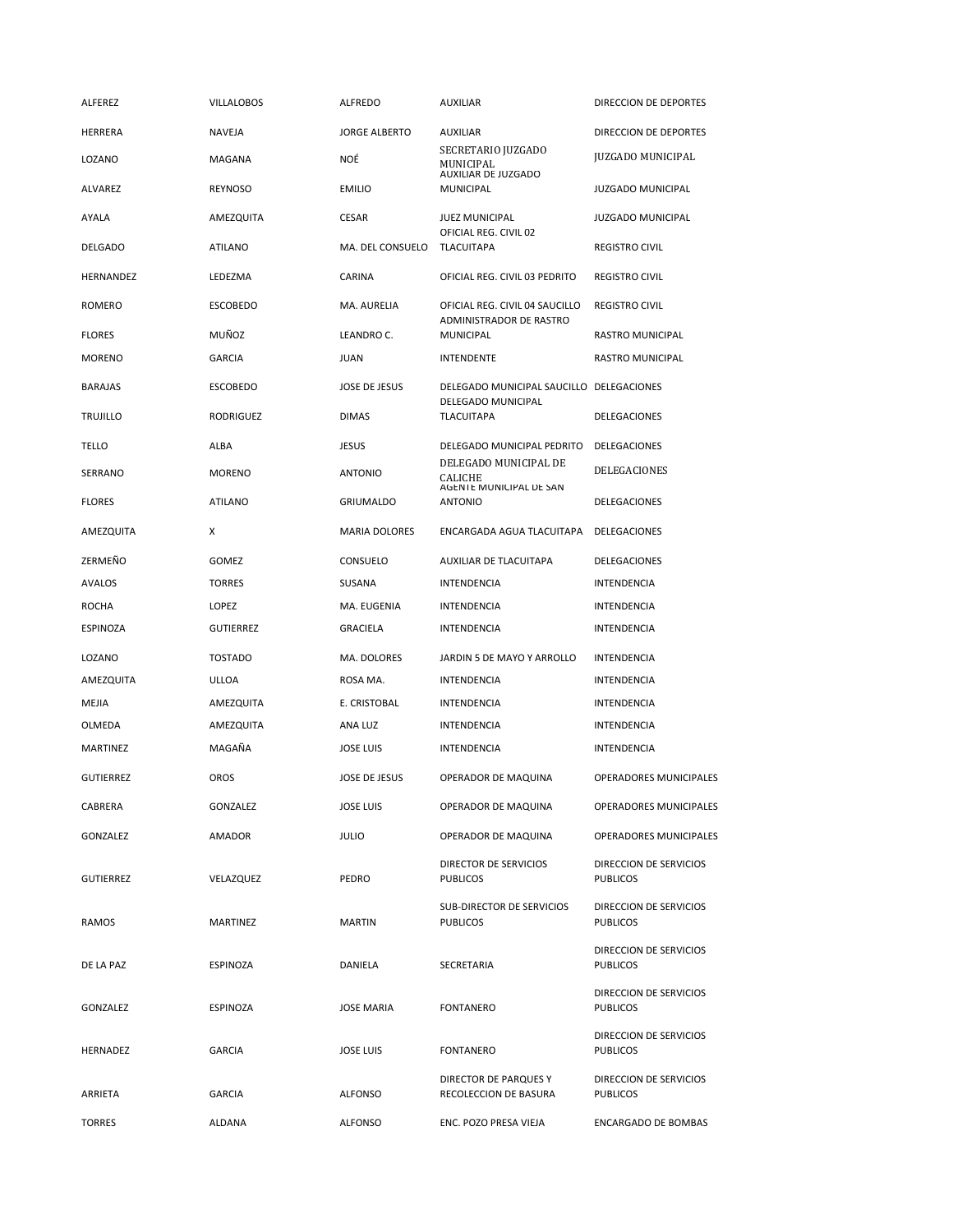| | | | | |
|---|---|---|---|---|
| ALFEREZ | VILLALOBOS | ALFREDO | AUXILIAR | DIRECCION DE DEPORTES |
| HERRERA | NAVEJA | JORGE ALBERTO | AUXILIAR | DIRECCION DE DEPORTES |
| LOZANO | MAGANA | NOÉ | SECRETARIO JUZGADO MUNICIPAL | JUZGADO MUNICIPAL |
| ALVAREZ | REYNOSO | EMILIO | AUXILIAR DE JUZGADO MUNICIPAL | JUZGADO MUNICIPAL |
| AYALA | AMEZQUITA | CESAR | JUEZ MUNICIPAL | JUZGADO MUNICIPAL |
| DELGADO | ATILANO | MA. DEL CONSUELO | OFICIAL REG. CIVIL 02 TLACUITAPA | REGISTRO CIVIL |
| HERNANDEZ | LEDEZMA | CARINA | OFICIAL REG. CIVIL 03 PEDRITO | REGISTRO CIVIL |
| ROMERO | ESCOBEDO | MA. AURELIA | OFICIAL REG. CIVIL 04 SAUCILLO | REGISTRO CIVIL |
| FLORES | MUÑOZ | LEANDRO C. | ADMINISTRADOR DE RASTRO MUNICIPAL | RASTRO MUNICIPAL |
| MORENO | GARCIA | JUAN | INTENDENTE | RASTRO MUNICIPAL |
| BARAJAS | ESCOBEDO | JOSE DE JESUS | DELEGADO MUNICIPAL SAUCILLO | DELEGACIONES |
| TRUJILLO | RODRIGUEZ | DIMAS | DELEGADO MUNICIPAL TLACUITAPA | DELEGACIONES |
| TELLO | ALBA | JESUS | DELEGADO MUNICIPAL PEDRITO | DELEGACIONES |
| SERRANO | MORENO | ANTONIO | DELEGADO MUNICIPAL DE CALICHE | DELEGACIONES |
| FLORES | ATILANO | GRIUMALDO | AGENTE MUNICIPAL DE SAN ANTONIO | DELEGACIONES |
| AMEZQUITA | X | MARIA DOLORES | ENCARGADA AGUA TLACUITAPA | DELEGACIONES |
| ZERMEÑO | GOMEZ | CONSUELO | AUXILIAR DE TLACUITAPA | DELEGACIONES |
| AVALOS | TORRES | SUSANA | INTENDENCIA | INTENDENCIA |
| ROCHA | LOPEZ | MA. EUGENIA | INTENDENCIA | INTENDENCIA |
| ESPINOZA | GUTIERREZ | GRACIELA | INTENDENCIA | INTENDENCIA |
| LOZANO | TOSTADO | MA. DOLORES | JARDIN 5 DE MAYO Y ARROLLO | INTENDENCIA |
| AMEZQUITA | ULLOA | ROSA MA. | INTENDENCIA | INTENDENCIA |
| MEJIA | AMEZQUITA | E. CRISTOBAL | INTENDENCIA | INTENDENCIA |
| OLMEDA | AMEZQUITA | ANA LUZ | INTENDENCIA | INTENDENCIA |
| MARTINEZ | MAGAÑA | JOSE LUIS | INTENDENCIA | INTENDENCIA |
| GUTIERREZ | OROS | JOSE DE JESUS | OPERADOR DE MAQUINA | OPERADORES MUNICIPALES |
| CABRERA | GONZALEZ | JOSE LUIS | OPERADOR DE MAQUINA | OPERADORES MUNICIPALES |
| GONZALEZ | AMADOR | JULIO | OPERADOR DE MAQUINA | OPERADORES MUNICIPALES |
| GUTIERREZ | VELAZQUEZ | PEDRO | DIRECTOR DE SERVICIOS PUBLICOS | DIRECCION DE SERVICIOS PUBLICOS |
| RAMOS | MARTINEZ | MARTIN | SUB-DIRECTOR DE SERVICIOS PUBLICOS | DIRECCION DE SERVICIOS PUBLICOS |
| DE LA PAZ | ESPINOZA | DANIELA | SECRETARIA | DIRECCION DE SERVICIOS PUBLICOS |
| GONZALEZ | ESPINOZA | JOSE MARIA | FONTANERO | DIRECCION DE SERVICIOS PUBLICOS |
| HERNADEZ | GARCIA | JOSE LUIS | FONTANERO | DIRECCION DE SERVICIOS PUBLICOS |
| ARRIETA | GARCIA | ALFONSO | DIRECTOR DE PARQUES Y RECOLECCION DE BASURA | DIRECCION DE SERVICIOS PUBLICOS |
| TORRES | ALDANA | ALFONSO | ENC. POZO PRESA VIEJA | ENCARGADO DE BOMBAS |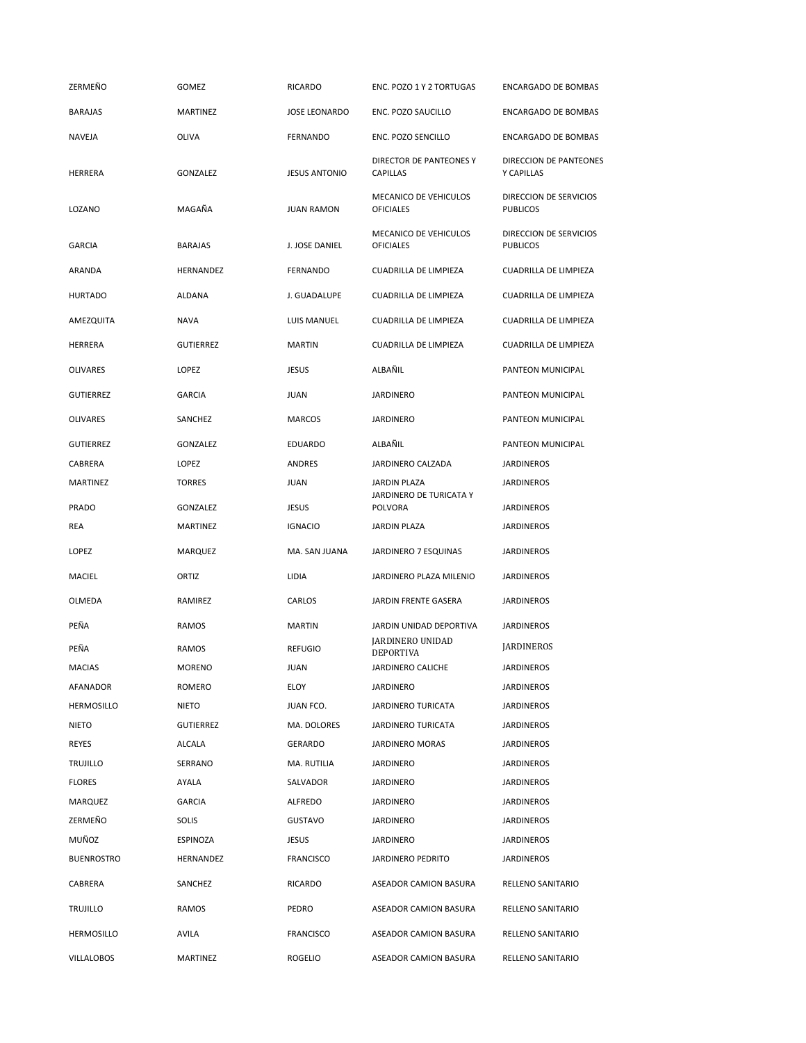| | | | | |
|---|---|---|---|---|
| ZERMEÑO | GOMEZ | RICARDO | ENC. POZO 1 Y 2 TORTUGAS | ENCARGADO DE BOMBAS |
| BARAJAS | MARTINEZ | JOSE LEONARDO | ENC. POZO SAUCILLO | ENCARGADO DE BOMBAS |
| NAVEJA | OLIVA | FERNANDO | ENC. POZO SENCILLO | ENCARGADO DE BOMBAS |
| HERRERA | GONZALEZ | JESUS ANTONIO | DIRECTOR DE PANTEONES Y CAPILLAS | DIRECCION DE PANTEONES Y CAPILLAS |
| LOZANO | MAGAÑA | JUAN RAMON | MECANICO DE VEHICULOS OFICIALES | DIRECCION DE SERVICIOS PUBLICOS |
| GARCIA | BARAJAS | J. JOSE DANIEL | MECANICO DE VEHICULOS OFICIALES | DIRECCION DE SERVICIOS PUBLICOS |
| ARANDA | HERNANDEZ | FERNANDO | CUADRILLA DE LIMPIEZA | CUADRILLA DE LIMPIEZA |
| HURTADO | ALDANA | J. GUADALUPE | CUADRILLA DE LIMPIEZA | CUADRILLA DE LIMPIEZA |
| AMEZQUITA | NAVA | LUIS MANUEL | CUADRILLA DE LIMPIEZA | CUADRILLA DE LIMPIEZA |
| HERRERA | GUTIERREZ | MARTIN | CUADRILLA DE LIMPIEZA | CUADRILLA DE LIMPIEZA |
| OLIVARES | LOPEZ | JESUS | ALBAÑIL | PANTEON MUNICIPAL |
| GUTIERREZ | GARCIA | JUAN | JARDINERO | PANTEON MUNICIPAL |
| OLIVARES | SANCHEZ | MARCOS | JARDINERO | PANTEON MUNICIPAL |
| GUTIERREZ | GONZALEZ | EDUARDO | ALBAÑIL | PANTEON MUNICIPAL |
| CABRERA | LOPEZ | ANDRES | JARDINERO CALZADA | JARDINEROS |
| MARTINEZ | TORRES | JUAN | JARDIN PLAZA | JARDINEROS |
| PRADO | GONZALEZ | JESUS | JARDINERO DE TURICATA Y POLVORA | JARDINEROS |
| REA | MARTINEZ | IGNACIO | JARDIN PLAZA | JARDINEROS |
| LOPEZ | MARQUEZ | MA. SAN JUANA | JARDINERO 7 ESQUINAS | JARDINEROS |
| MACIEL | ORTIZ | LIDIA | JARDINERO PLAZA MILENIO | JARDINEROS |
| OLMEDA | RAMIREZ | CARLOS | JARDIN FRENTE GASERA | JARDINEROS |
| PEÑA | RAMOS | MARTIN | JARDIN UNIDAD DEPORTIVA | JARDINEROS |
| PEÑA | RAMOS | REFUGIO | JARDINERO UNIDAD DEPORTIVA | JARDINEROS |
| MACIAS | MORENO | JUAN | JARDINERO CALICHE | JARDINEROS |
| AFANADOR | ROMERO | ELOY | JARDINERO | JARDINEROS |
| HERMOSILLO | NIETO | JUAN FCO. | JARDINERO TURICATA | JARDINEROS |
| NIETO | GUTIERREZ | MA. DOLORES | JARDINERO TURICATA | JARDINEROS |
| REYES | ALCALA | GERARDO | JARDINERO MORAS | JARDINEROS |
| TRUJILLO | SERRANO | MA. RUTILIA | JARDINERO | JARDINEROS |
| FLORES | AYALA | SALVADOR | JARDINERO | JARDINEROS |
| MARQUEZ | GARCIA | ALFREDO | JARDINERO | JARDINEROS |
| ZERMEÑO | SOLIS | GUSTAVO | JARDINERO | JARDINEROS |
| MUÑOZ | ESPINOZA | JESUS | JARDINERO | JARDINEROS |
| BUENROSTRO | HERNANDEZ | FRANCISCO | JARDINERO PEDRITO | JARDINEROS |
| CABRERA | SANCHEZ | RICARDO | ASEADOR CAMION BASURA | RELLENO SANITARIO |
| TRUJILLO | RAMOS | PEDRO | ASEADOR CAMION BASURA | RELLENO SANITARIO |
| HERMOSILLO | AVILA | FRANCISCO | ASEADOR CAMION BASURA | RELLENO SANITARIO |
| VILLALOBOS | MARTINEZ | ROGELIO | ASEADOR CAMION BASURA | RELLENO SANITARIO |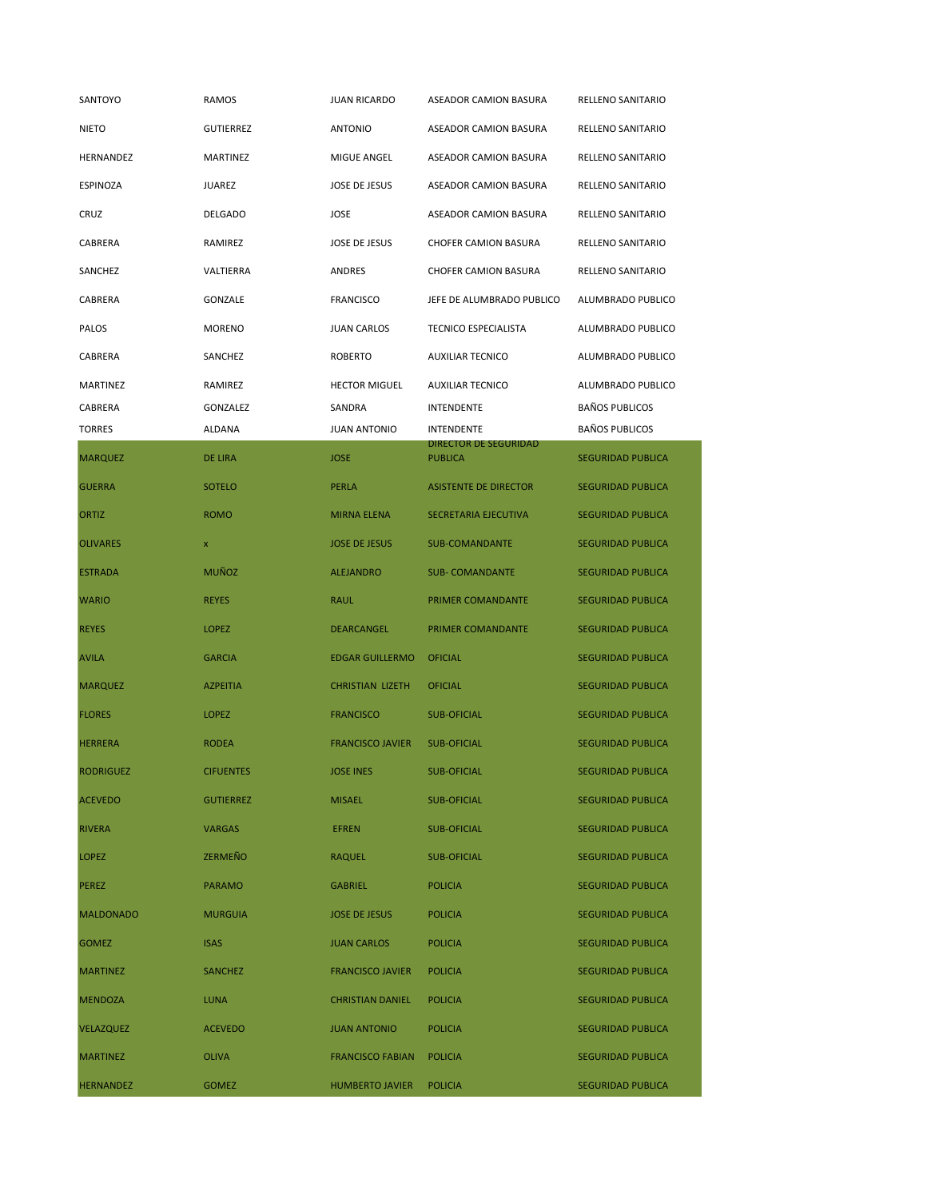| | | | | |
|---|---|---|---|---|
| SANTOYO | RAMOS | JUAN RICARDO | ASEADOR CAMION BASURA | RELLENO SANITARIO |
| NIETO | GUTIERREZ | ANTONIO | ASEADOR CAMION BASURA | RELLENO SANITARIO |
| HERNANDEZ | MARTINEZ | MIGUE ANGEL | ASEADOR CAMION BASURA | RELLENO SANITARIO |
| ESPINOZA | JUAREZ | JOSE DE JESUS | ASEADOR CAMION BASURA | RELLENO SANITARIO |
| CRUZ | DELGADO | JOSE | ASEADOR CAMION BASURA | RELLENO SANITARIO |
| CABRERA | RAMIREZ | JOSE DE JESUS | CHOFER CAMION BASURA | RELLENO SANITARIO |
| SANCHEZ | VALTIERRA | ANDRES | CHOFER CAMION BASURA | RELLENO SANITARIO |
| CABRERA | GONZALE | FRANCISCO | JEFE DE ALUMBRADO PUBLICO | ALUMBRADO PUBLICO |
| PALOS | MORENO | JUAN CARLOS | TECNICO ESPECIALISTA | ALUMBRADO PUBLICO |
| CABRERA | SANCHEZ | ROBERTO | AUXILIAR TECNICO | ALUMBRADO PUBLICO |
| MARTINEZ | RAMIREZ | HECTOR MIGUEL | AUXILIAR TECNICO | ALUMBRADO PUBLICO |
| CABRERA | GONZALEZ | SANDRA | INTENDENTE | BAÑOS PUBLICOS |
| TORRES | ALDANA | JUAN ANTONIO | INTENDENTE | BAÑOS PUBLICOS |
| MARQUEZ | DE LIRA | JOSE | DIRECTOR DE SEGURIDAD PUBLICA | SEGURIDAD PUBLICA |
| GUERRA | SOTELO | PERLA | ASISTENTE DE DIRECTOR | SEGURIDAD PUBLICA |
| ORTIZ | ROMO | MIRNA ELENA | SECRETARIA EJECUTIVA | SEGURIDAD PUBLICA |
| OLIVARES | x | JOSE DE JESUS | SUB-COMANDANTE | SEGURIDAD PUBLICA |
| ESTRADA | MUÑOZ | ALEJANDRO | SUB- COMANDANTE | SEGURIDAD PUBLICA |
| WARIO | REYES | RAUL | PRIMER COMANDANTE | SEGURIDAD PUBLICA |
| REYES | LOPEZ | DEARCANGEL | PRIMER COMANDANTE | SEGURIDAD PUBLICA |
| AVILA | GARCIA | EDGAR GUILLERMO | OFICIAL | SEGURIDAD PUBLICA |
| MARQUEZ | AZPEITIA | CHRISTIAN LIZETH | OFICIAL | SEGURIDAD PUBLICA |
| FLORES | LOPEZ | FRANCISCO | SUB-OFICIAL | SEGURIDAD PUBLICA |
| HERRERA | RODEA | FRANCISCO JAVIER | SUB-OFICIAL | SEGURIDAD PUBLICA |
| RODRIGUEZ | CIFUENTES | JOSE INES | SUB-OFICIAL | SEGURIDAD PUBLICA |
| ACEVEDO | GUTIERREZ | MISAEL | SUB-OFICIAL | SEGURIDAD PUBLICA |
| RIVERA | VARGAS | EFREN | SUB-OFICIAL | SEGURIDAD PUBLICA |
| LOPEZ | ZERMEÑO | RAQUEL | SUB-OFICIAL | SEGURIDAD PUBLICA |
| PEREZ | PARAMO | GABRIEL | POLICIA | SEGURIDAD PUBLICA |
| MALDONADO | MURGUIA | JOSE DE JESUS | POLICIA | SEGURIDAD PUBLICA |
| GOMEZ | ISAS | JUAN CARLOS | POLICIA | SEGURIDAD PUBLICA |
| MARTINEZ | SANCHEZ | FRANCISCO JAVIER | POLICIA | SEGURIDAD PUBLICA |
| MENDOZA | LUNA | CHRISTIAN DANIEL | POLICIA | SEGURIDAD PUBLICA |
| VELAZQUEZ | ACEVEDO | JUAN ANTONIO | POLICIA | SEGURIDAD PUBLICA |
| MARTINEZ | OLIVA | FRANCISCO FABIAN | POLICIA | SEGURIDAD PUBLICA |
| HERNANDEZ | GOMEZ | HUMBERTO JAVIER | POLICIA | SEGURIDAD PUBLICA |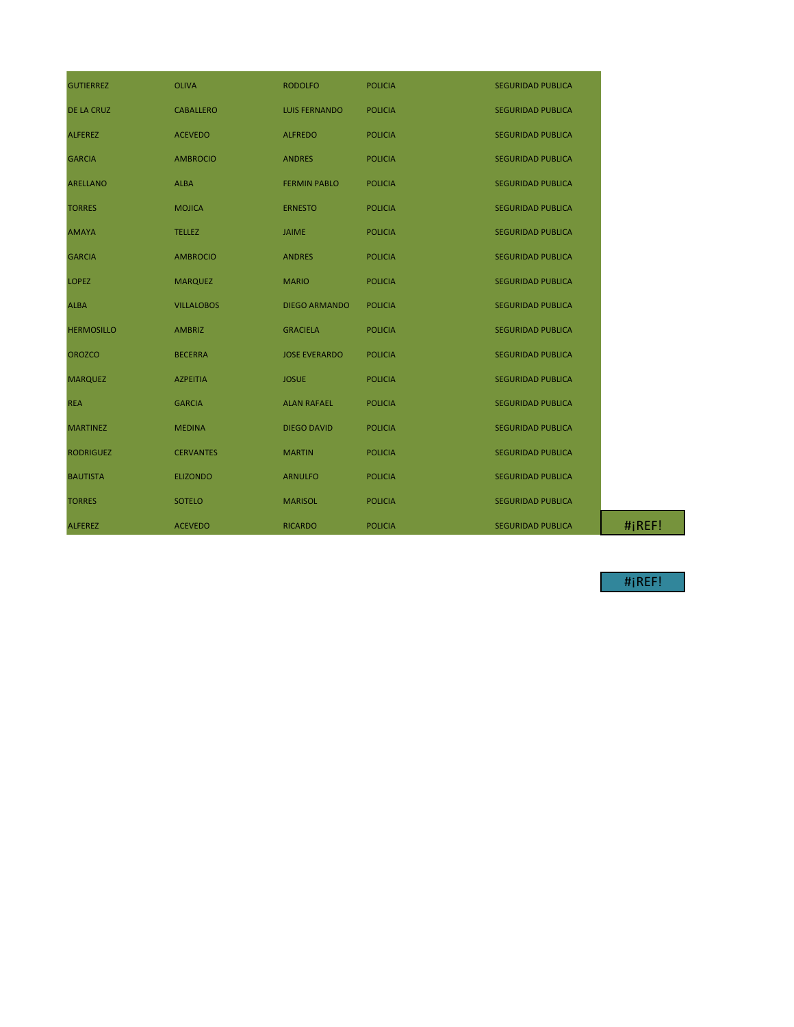| | | | | | |
|---|---|---|---|---|---|
| GUTIERREZ | OLIVA | RODOLFO | POLICIA | SEGURIDAD PUBLICA | |
| DE LA CRUZ | CABALLERO | LUIS FERNANDO | POLICIA | SEGURIDAD PUBLICA | |
| ALFEREZ | ACEVEDO | ALFREDO | POLICIA | SEGURIDAD PUBLICA | |
| GARCIA | AMBROCIO | ANDRES | POLICIA | SEGURIDAD PUBLICA | |
| ARELLANO | ALBA | FERMIN PABLO | POLICIA | SEGURIDAD PUBLICA | |
| TORRES | MOJICA | ERNESTO | POLICIA | SEGURIDAD PUBLICA | |
| AMAYA | TELLEZ | JAIME | POLICIA | SEGURIDAD PUBLICA | |
| GARCIA | AMBROCIO | ANDRES | POLICIA | SEGURIDAD PUBLICA | |
| LOPEZ | MARQUEZ | MARIO | POLICIA | SEGURIDAD PUBLICA | |
| ALBA | VILLALOBOS | DIEGO ARMANDO | POLICIA | SEGURIDAD PUBLICA | |
| HERMOSILLO | AMBRIZ | GRACIELA | POLICIA | SEGURIDAD PUBLICA | |
| OROZCO | BECERRA | JOSE EVERARDO | POLICIA | SEGURIDAD PUBLICA | |
| MARQUEZ | AZPEITIA | JOSUE | POLICIA | SEGURIDAD PUBLICA | |
| REA | GARCIA | ALAN RAFAEL | POLICIA | SEGURIDAD PUBLICA | |
| MARTINEZ | MEDINA | DIEGO DAVID | POLICIA | SEGURIDAD PUBLICA | |
| RODRIGUEZ | CERVANTES | MARTIN | POLICIA | SEGURIDAD PUBLICA | |
| BAUTISTA | ELIZONDO | ARNULFO | POLICIA | SEGURIDAD PUBLICA | |
| TORRES | SOTELO | MARISOL | POLICIA | SEGURIDAD PUBLICA | |
| ALFEREZ | ACEVEDO | RICARDO | POLICIA | SEGURIDAD PUBLICA | #¡REF! |

#¡REF!